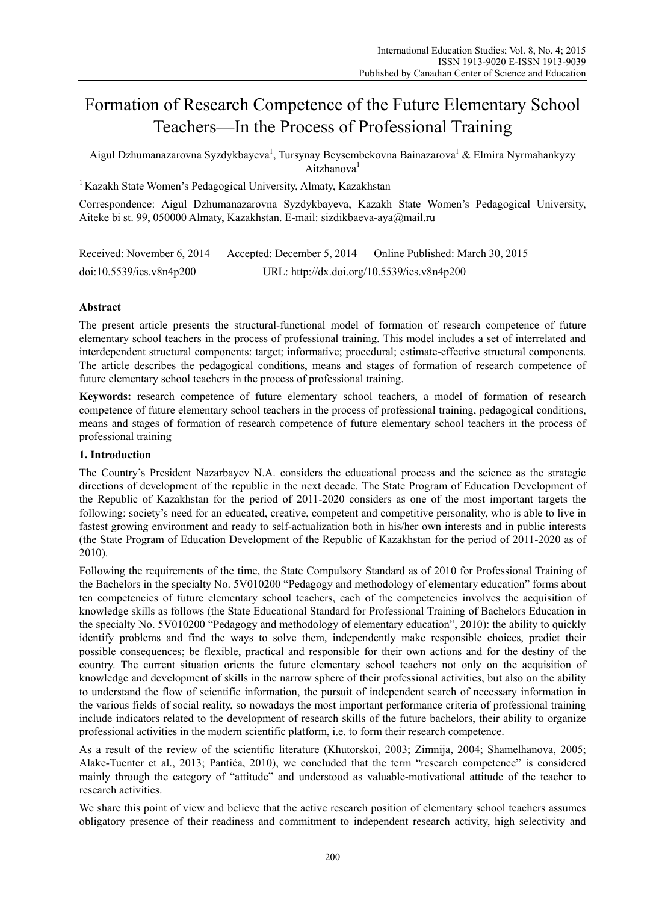# Formation of Research Competence of the Future Elementary School Teachers—In the Process of Professional Training

Aigul Dzhumanazarovna Syzdykbayeva[1], Tursynay Beysembekovna Bainazarova[1] & Elmira Nyrmahankyzy Aitzhanova[1]

[1] Kazakh State Women's Pedagogical University, Almaty, Kazakhstan

Correspondence: Aigul Dzhumanazarovna Syzdykbayeva, Kazakh State Women's Pedagogical University, Aiteke bi st. 99, 050000 Almaty, Kazakhstan. E-mail: sizdikbaeva-aya@mail.ru

Received: November 6, 2014 Accepted: December 5, 2014 Online Published: March 30, 2015

doi:10.5539/ies.v8n4p200 URL: http://dx.doi.org/10.5539/ies.v8n4p200

## Abstract

The present article presents the structural-functional model of formation of research competence of future elementary school teachers in the process of professional training. This model includes a set of interrelated and interdependent structural components: target; informative; procedural; estimate-effective structural components. The article describes the pedagogical conditions, means and stages of formation of research competence of future elementary school teachers in the process of professional training.

**Keywords:** research competence of future elementary school teachers, a model of formation of research competence of future elementary school teachers in the process of professional training, pedagogical conditions, means and stages of formation of research competence of future elementary school teachers in the process of professional training

## 1. Introduction

The Country's President Nazarbayev N.A. considers the educational process and the science as the strategic directions of development of the republic in the next decade. The State Program of Education Development of the Republic of Kazakhstan for the period of 2011-2020 considers as one of the most important targets the following: society's need for an educated, creative, competent and competitive personality, who is able to live in fastest growing environment and ready to self-actualization both in his/her own interests and in public interests (the State Program of Education Development of the Republic of Kazakhstan for the period of 2011-2020 as of 2010).

Following the requirements of the time, the State Compulsory Standard as of 2010 for Professional Training of the Bachelors in the specialty No. 5V010200 "Pedagogy and methodology of elementary education" forms about ten competencies of future elementary school teachers, each of the competencies involves the acquisition of knowledge skills as follows (the State Educational Standard for Professional Training of Bachelors Education in the specialty No. 5V010200 "Pedagogy and methodology of elementary education", 2010): the ability to quickly identify problems and find the ways to solve them, independently make responsible choices, predict their possible consequences; be flexible, practical and responsible for their own actions and for the destiny of the country. The current situation orients the future elementary school teachers not only on the acquisition of knowledge and development of skills in the narrow sphere of their professional activities, but also on the ability to understand the flow of scientific information, the pursuit of independent search of necessary information in the various fields of social reality, so nowadays the most important performance criteria of professional training include indicators related to the development of research skills of the future bachelors, their ability to organize professional activities in the modern scientific platform, i.e. to form their research competence.

As a result of the review of the scientific literature (Khutorskoi, 2003; Zimnija, 2004; Shamelhanova, 2005; Alake-Tuenter et al., 2013; Pantića, 2010), we concluded that the term "research competence" is considered mainly through the category of "attitude" and understood as valuable-motivational attitude of the teacher to research activities.

We share this point of view and believe that the active research position of elementary school teachers assumes obligatory presence of their readiness and commitment to independent research activity, high selectivity and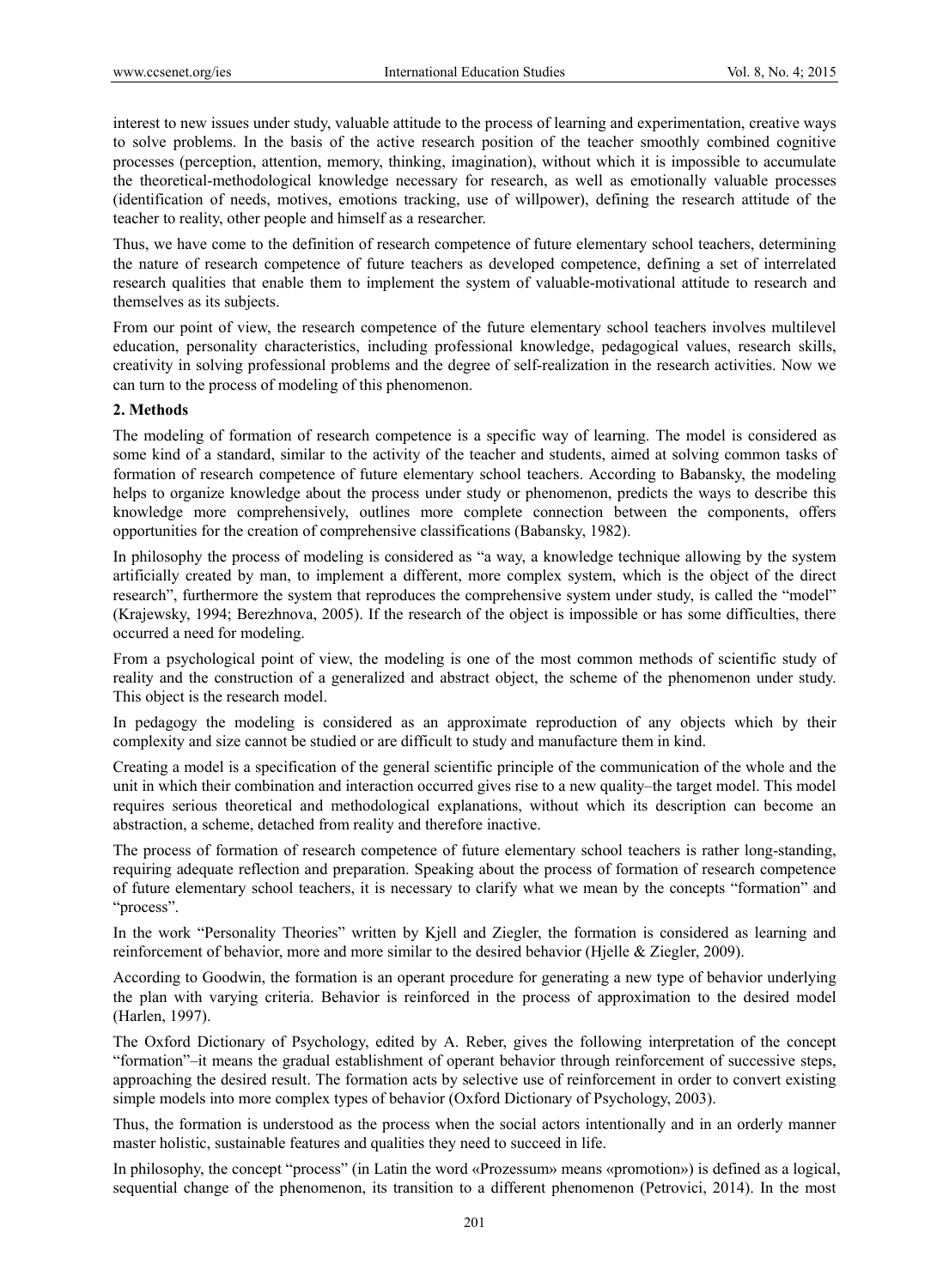interest to new issues under study, valuable attitude to the process of learning and experimentation, creative ways to solve problems. In the basis of the active research position of the teacher smoothly combined cognitive processes (perception, attention, memory, thinking, imagination), without which it is impossible to accumulate the theoretical-methodological knowledge necessary for research, as well as emotionally valuable processes (identification of needs, motives, emotions tracking, use of willpower), defining the research attitude of the teacher to reality, other people and himself as a researcher.

Thus, we have come to the definition of research competence of future elementary school teachers, determining the nature of research competence of future teachers as developed competence, defining a set of interrelated research qualities that enable them to implement the system of valuable-motivational attitude to research and themselves as its subjects.

From our point of view, the research competence of the future elementary school teachers involves multilevel education, personality characteristics, including professional knowledge, pedagogical values, research skills, creativity in solving professional problems and the degree of self-realization in the research activities. Now we can turn to the process of modeling of this phenomenon.

## 2. Methods

The modeling of formation of research competence is a specific way of learning. The model is considered as some kind of a standard, similar to the activity of the teacher and students, aimed at solving common tasks of formation of research competence of future elementary school teachers. According to Babansky, the modeling helps to organize knowledge about the process under study or phenomenon, predicts the ways to describe this knowledge more comprehensively, outlines more complete connection between the components, offers opportunities for the creation of comprehensive classifications (Babansky, 1982).

In philosophy the process of modeling is considered as "a way, a knowledge technique allowing by the system artificially created by man, to implement a different, more complex system, which is the object of the direct research", furthermore the system that reproduces the comprehensive system under study, is called the "model" (Krajewsky, 1994; Berezhnova, 2005). If the research of the object is impossible or has some difficulties, there occurred a need for modeling.

From a psychological point of view, the modeling is one of the most common methods of scientific study of reality and the construction of a generalized and abstract object, the scheme of the phenomenon under study. This object is the research model.

In pedagogy the modeling is considered as an approximate reproduction of any objects which by their complexity and size cannot be studied or are difficult to study and manufacture them in kind.

Creating a model is a specification of the general scientific principle of the communication of the whole and the unit in which their combination and interaction occurred gives rise to a new quality–the target model. This model requires serious theoretical and methodological explanations, without which its description can become an abstraction, a scheme, detached from reality and therefore inactive.

The process of formation of research competence of future elementary school teachers is rather long-standing, requiring adequate reflection and preparation. Speaking about the process of formation of research competence of future elementary school teachers, it is necessary to clarify what we mean by the concepts "formation" and "process".

In the work "Personality Theories" written by Kjell and Ziegler, the formation is considered as learning and reinforcement of behavior, more and more similar to the desired behavior (Hjelle & Ziegler, 2009).

According to Goodwin, the formation is an operant procedure for generating a new type of behavior underlying the plan with varying criteria. Behavior is reinforced in the process of approximation to the desired model (Harlen, 1997).

The Oxford Dictionary of Psychology, edited by A. Reber, gives the following interpretation of the concept "formation"–it means the gradual establishment of operant behavior through reinforcement of successive steps, approaching the desired result. The formation acts by selective use of reinforcement in order to convert existing simple models into more complex types of behavior (Oxford Dictionary of Psychology, 2003).

Thus, the formation is understood as the process when the social actors intentionally and in an orderly manner master holistic, sustainable features and qualities they need to succeed in life.

In philosophy, the concept "process" (in Latin the word «Prozessum» means «promotion») is defined as a logical, sequential change of the phenomenon, its transition to a different phenomenon (Petrovici, 2014). In the most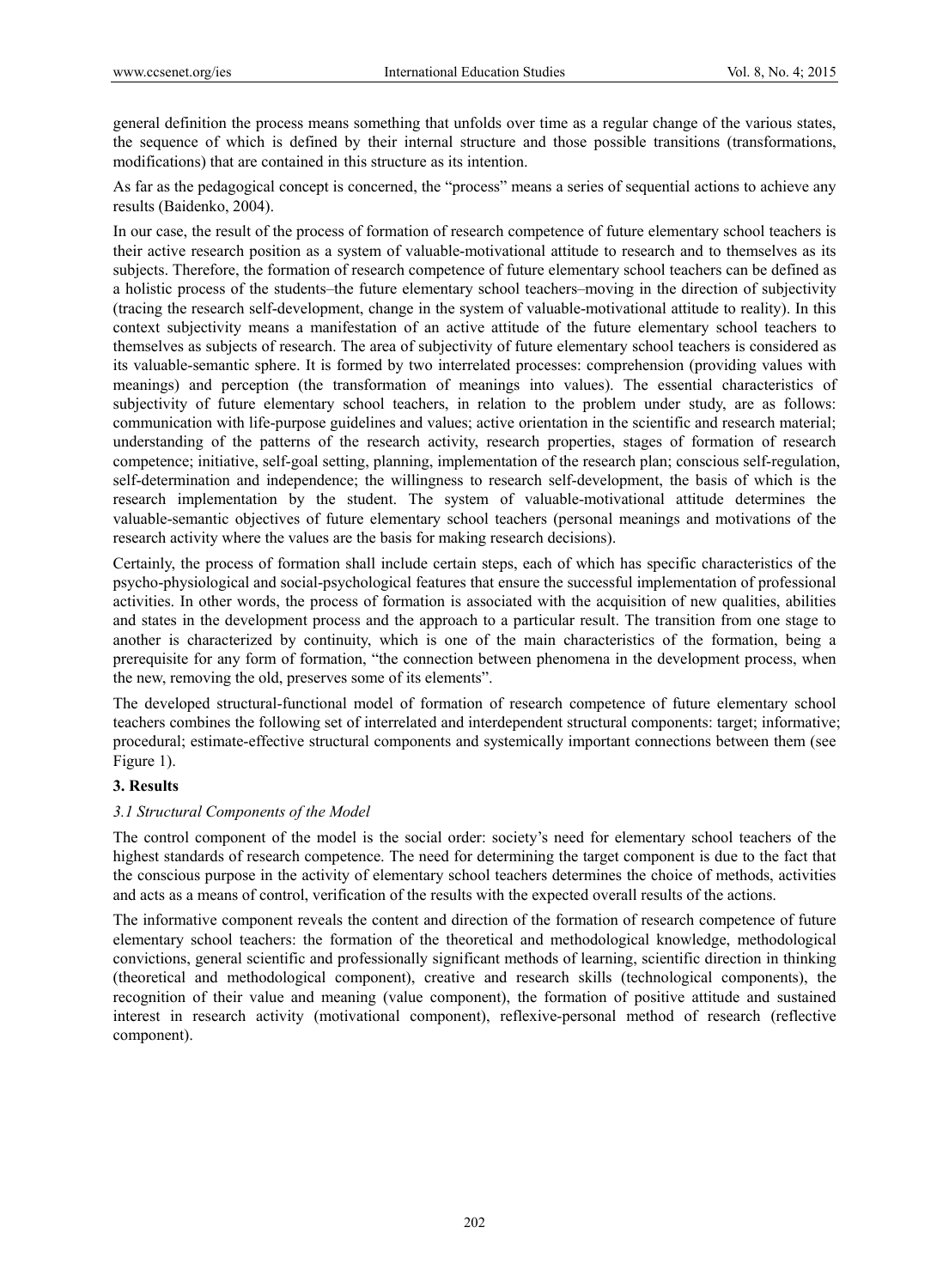general definition the process means something that unfolds over time as a regular change of the various states, the sequence of which is defined by their internal structure and those possible transitions (transformations, modifications) that are contained in this structure as its intention.

As far as the pedagogical concept is concerned, the "process" means a series of sequential actions to achieve any results (Baidenko, 2004).

In our case, the result of the process of formation of research competence of future elementary school teachers is their active research position as a system of valuable-motivational attitude to research and to themselves as its subjects. Therefore, the formation of research competence of future elementary school teachers can be defined as a holistic process of the students–the future elementary school teachers–moving in the direction of subjectivity (tracing the research self-development, change in the system of valuable-motivational attitude to reality). In this context subjectivity means a manifestation of an active attitude of the future elementary school teachers to themselves as subjects of research. The area of subjectivity of future elementary school teachers is considered as its valuable-semantic sphere. It is formed by two interrelated processes: comprehension (providing values with meanings) and perception (the transformation of meanings into values). The essential characteristics of subjectivity of future elementary school teachers, in relation to the problem under study, are as follows: communication with life-purpose guidelines and values; active orientation in the scientific and research material; understanding of the patterns of the research activity, research properties, stages of formation of research competence; initiative, self-goal setting, planning, implementation of the research plan; conscious self-regulation, self-determination and independence; the willingness to research self-development, the basis of which is the research implementation by the student. The system of valuable-motivational attitude determines the valuable-semantic objectives of future elementary school teachers (personal meanings and motivations of the research activity where the values are the basis for making research decisions).

Certainly, the process of formation shall include certain steps, each of which has specific characteristics of the psycho-physiological and social-psychological features that ensure the successful implementation of professional activities. In other words, the process of formation is associated with the acquisition of new qualities, abilities and states in the development process and the approach to a particular result. The transition from one stage to another is characterized by continuity, which is one of the main characteristics of the formation, being a prerequisite for any form of formation, "the connection between phenomena in the development process, when the new, removing the old, preserves some of its elements".

The developed structural-functional model of formation of research competence of future elementary school teachers combines the following set of interrelated and interdependent structural components: target; informative; procedural; estimate-effective structural components and systemically important connections between them (see Figure 1).

## 3. Results

### *3.1 Structural Components of the Model*

The control component of the model is the social order: society's need for elementary school teachers of the highest standards of research competence. The need for determining the target component is due to the fact that the conscious purpose in the activity of elementary school teachers determines the choice of methods, activities and acts as a means of control, verification of the results with the expected overall results of the actions.

The informative component reveals the content and direction of the formation of research competence of future elementary school teachers: the formation of the theoretical and methodological knowledge, methodological convictions, general scientific and professionally significant methods of learning, scientific direction in thinking (theoretical and methodological component), creative and research skills (technological components), the recognition of their value and meaning (value component), the formation of positive attitude and sustained interest in research activity (motivational component), reflexive-personal method of research (reflective component).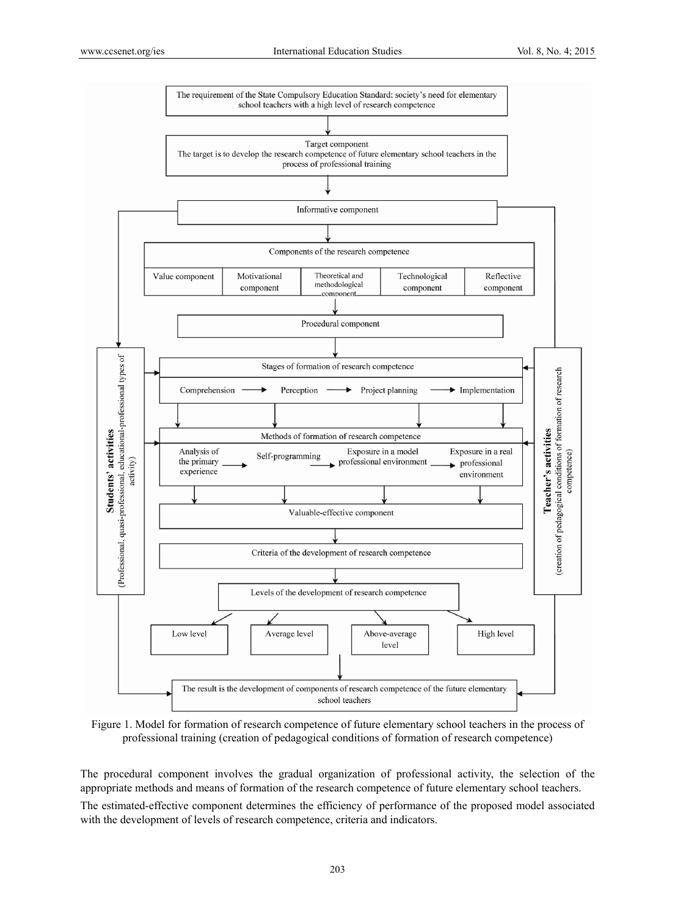The requirement of the State Compulsory Education Standard: society's need for elementary school teachers with a high level of research competence

Target component
The target is to develop the research competence of future elementary school teachers in the process of professional training

Informative component

Components of the research competence

| Value component | Motivational component | Theoretical and methodological component | Technological component | Reflective component |
|---|---|---|---|---|

Procedural component

Stages of formation of research competence

Comprehension → Perception → Project planning → Implementation

Methods of formation of research competence

Analysis of the primary experience → Self-programming → Exposure in a model professional environment → Exposure in a real professional environment

Valuable-effective component

Criteria of the development of research competence

Levels of the development of research competence

| Low level | Average level | Above-average level | High level |
|---|---|---|---|

The result is the development of components of research competence of the future elementary school teachers

**Students' activities** (Professional, quasi-professional, educational-professional types of activity)

**Teacher's activities** (creation of pedagogical conditions of formation of research competence)

Figure 1. Model for formation of research competence of future elementary school teachers in the process of professional training (creation of pedagogical conditions of formation of research competence)

The procedural component involves the gradual organization of professional activity, the selection of the appropriate methods and means of formation of the research competence of future elementary school teachers.

The estimated-effective component determines the efficiency of performance of the proposed model associated with the development of levels of research competence, criteria and indicators.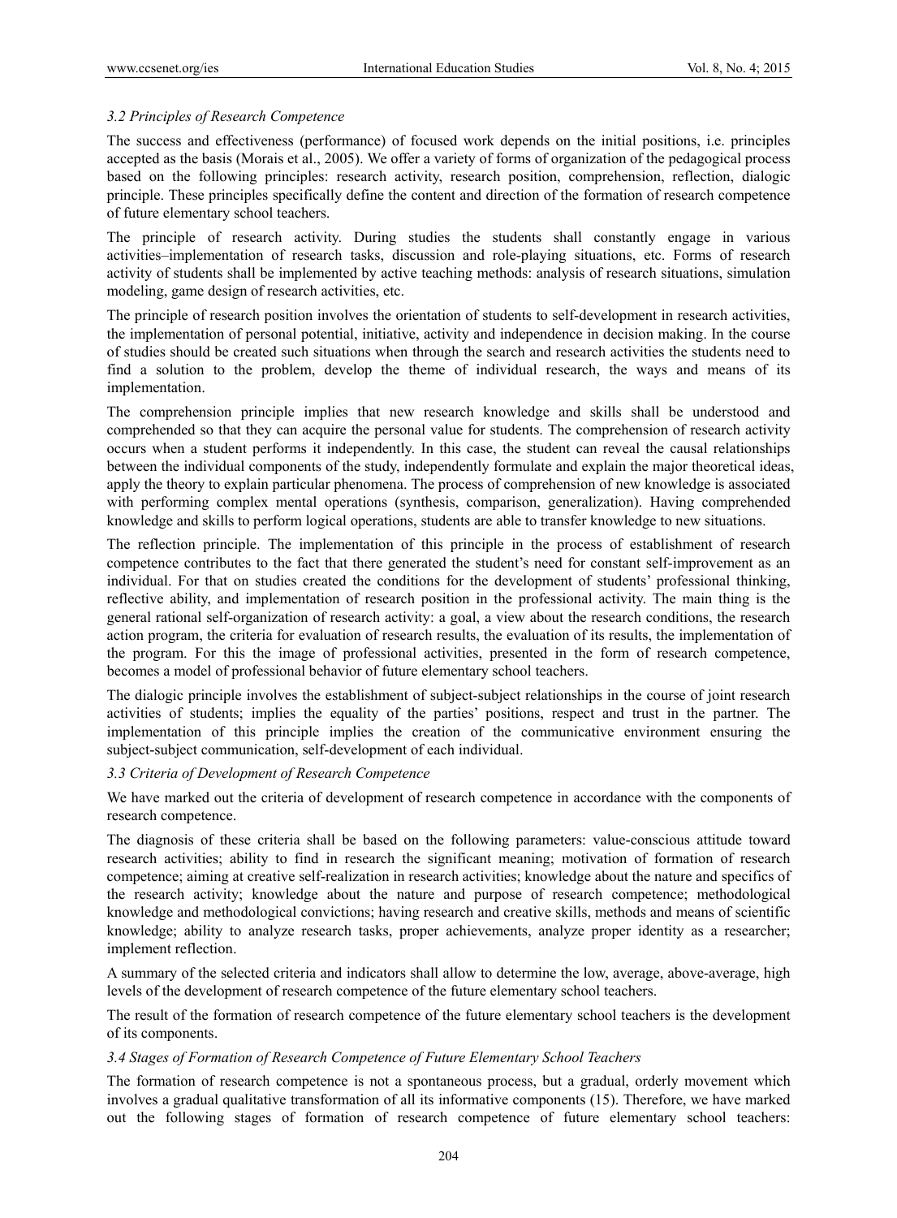### *3.2 Principles of Research Competence*

The success and effectiveness (performance) of focused work depends on the initial positions, i.e. principles accepted as the basis (Morais et al., 2005). We offer a variety of forms of organization of the pedagogical process based on the following principles: research activity, research position, comprehension, reflection, dialogic principle. These principles specifically define the content and direction of the formation of research competence of future elementary school teachers.

The principle of research activity. During studies the students shall constantly engage in various activities–implementation of research tasks, discussion and role-playing situations, etc. Forms of research activity of students shall be implemented by active teaching methods: analysis of research situations, simulation modeling, game design of research activities, etc.

The principle of research position involves the orientation of students to self-development in research activities, the implementation of personal potential, initiative, activity and independence in decision making. In the course of studies should be created such situations when through the search and research activities the students need to find a solution to the problem, develop the theme of individual research, the ways and means of its implementation.

The comprehension principle implies that new research knowledge and skills shall be understood and comprehended so that they can acquire the personal value for students. The comprehension of research activity occurs when a student performs it independently. In this case, the student can reveal the causal relationships between the individual components of the study, independently formulate and explain the major theoretical ideas, apply the theory to explain particular phenomena. The process of comprehension of new knowledge is associated with performing complex mental operations (synthesis, comparison, generalization). Having comprehended knowledge and skills to perform logical operations, students are able to transfer knowledge to new situations.

The reflection principle. The implementation of this principle in the process of establishment of research competence contributes to the fact that there generated the student's need for constant self-improvement as an individual. For that on studies created the conditions for the development of students' professional thinking, reflective ability, and implementation of research position in the professional activity. The main thing is the general rational self-organization of research activity: a goal, a view about the research conditions, the research action program, the criteria for evaluation of research results, the evaluation of its results, the implementation of the program. For this the image of professional activities, presented in the form of research competence, becomes a model of professional behavior of future elementary school teachers.

The dialogic principle involves the establishment of subject-subject relationships in the course of joint research activities of students; implies the equality of the parties' positions, respect and trust in the partner. The implementation of this principle implies the creation of the communicative environment ensuring the subject-subject communication, self-development of each individual.

### *3.3 Criteria of Development of Research Competence*

We have marked out the criteria of development of research competence in accordance with the components of research competence.

The diagnosis of these criteria shall be based on the following parameters: value-conscious attitude toward research activities; ability to find in research the significant meaning; motivation of formation of research competence; aiming at creative self-realization in research activities; knowledge about the nature and specifics of the research activity; knowledge about the nature and purpose of research competence; methodological knowledge and methodological convictions; having research and creative skills, methods and means of scientific knowledge; ability to analyze research tasks, proper achievements, analyze proper identity as a researcher; implement reflection.

A summary of the selected criteria and indicators shall allow to determine the low, average, above-average, high levels of the development of research competence of the future elementary school teachers.

The result of the formation of research competence of the future elementary school teachers is the development of its components.

### *3.4 Stages of Formation of Research Competence of Future Elementary School Teachers*

The formation of research competence is not a spontaneous process, but a gradual, orderly movement which involves a gradual qualitative transformation of all its informative components (15). Therefore, we have marked out the following stages of formation of research competence of future elementary school teachers: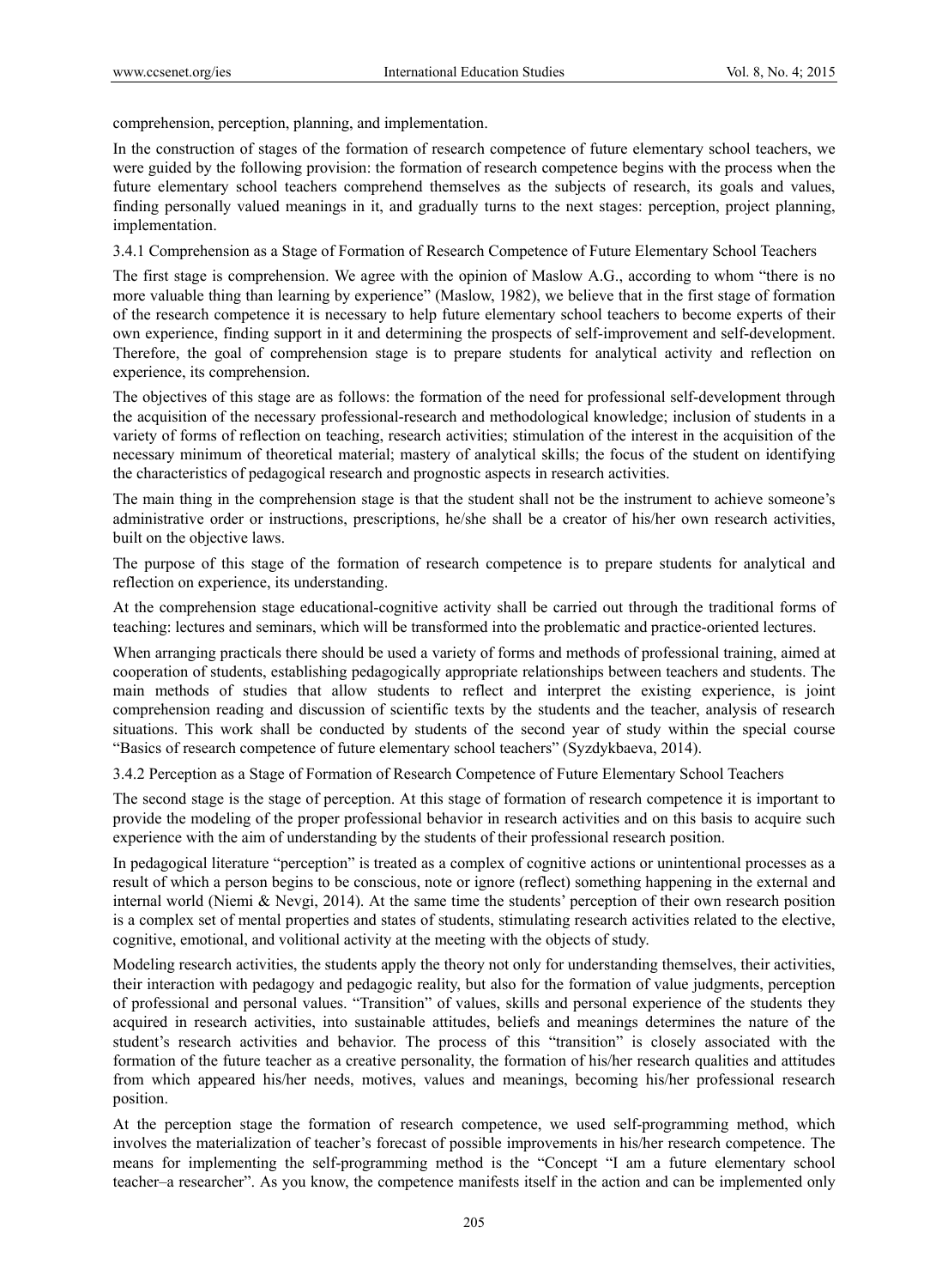comprehension, perception, planning, and implementation.

In the construction of stages of the formation of research competence of future elementary school teachers, we were guided by the following provision: the formation of research competence begins with the process when the future elementary school teachers comprehend themselves as the subjects of research, its goals and values, finding personally valued meanings in it, and gradually turns to the next stages: perception, project planning, implementation.

#### 3.4.1 Comprehension as a Stage of Formation of Research Competence of Future Elementary School Teachers

The first stage is comprehension. We agree with the opinion of Maslow A.G., according to whom "there is no more valuable thing than learning by experience" (Maslow, 1982), we believe that in the first stage of formation of the research competence it is necessary to help future elementary school teachers to become experts of their own experience, finding support in it and determining the prospects of self-improvement and self-development. Therefore, the goal of comprehension stage is to prepare students for analytical activity and reflection on experience, its comprehension.

The objectives of this stage are as follows: the formation of the need for professional self-development through the acquisition of the necessary professional-research and methodological knowledge; inclusion of students in a variety of forms of reflection on teaching, research activities; stimulation of the interest in the acquisition of the necessary minimum of theoretical material; mastery of analytical skills; the focus of the student on identifying the characteristics of pedagogical research and prognostic aspects in research activities.

The main thing in the comprehension stage is that the student shall not be the instrument to achieve someone's administrative order or instructions, prescriptions, he/she shall be a creator of his/her own research activities, built on the objective laws.

The purpose of this stage of the formation of research competence is to prepare students for analytical and reflection on experience, its understanding.

At the comprehension stage educational-cognitive activity shall be carried out through the traditional forms of teaching: lectures and seminars, which will be transformed into the problematic and practice-oriented lectures.

When arranging practicals there should be used a variety of forms and methods of professional training, aimed at cooperation of students, establishing pedagogically appropriate relationships between teachers and students. The main methods of studies that allow students to reflect and interpret the existing experience, is joint comprehension reading and discussion of scientific texts by the students and the teacher, analysis of research situations. This work shall be conducted by students of the second year of study within the special course "Basics of research competence of future elementary school teachers" (Syzdykbaeva, 2014).

#### 3.4.2 Perception as a Stage of Formation of Research Competence of Future Elementary School Teachers

The second stage is the stage of perception. At this stage of formation of research competence it is important to provide the modeling of the proper professional behavior in research activities and on this basis to acquire such experience with the aim of understanding by the students of their professional research position.

In pedagogical literature "perception" is treated as a complex of cognitive actions or unintentional processes as a result of which a person begins to be conscious, note or ignore (reflect) something happening in the external and internal world (Niemi & Nevgi, 2014). At the same time the students' perception of their own research position is a complex set of mental properties and states of students, stimulating research activities related to the elective, cognitive, emotional, and volitional activity at the meeting with the objects of study.

Modeling research activities, the students apply the theory not only for understanding themselves, their activities, their interaction with pedagogy and pedagogic reality, but also for the formation of value judgments, perception of professional and personal values. "Transition" of values, skills and personal experience of the students they acquired in research activities, into sustainable attitudes, beliefs and meanings determines the nature of the student's research activities and behavior. The process of this "transition" is closely associated with the formation of the future teacher as a creative personality, the formation of his/her research qualities and attitudes from which appeared his/her needs, motives, values and meanings, becoming his/her professional research position.

At the perception stage the formation of research competence, we used self-programming method, which involves the materialization of teacher's forecast of possible improvements in his/her research competence. The means for implementing the self-programming method is the "Concept "I am a future elementary school teacher–a researcher". As you know, the competence manifests itself in the action and can be implemented only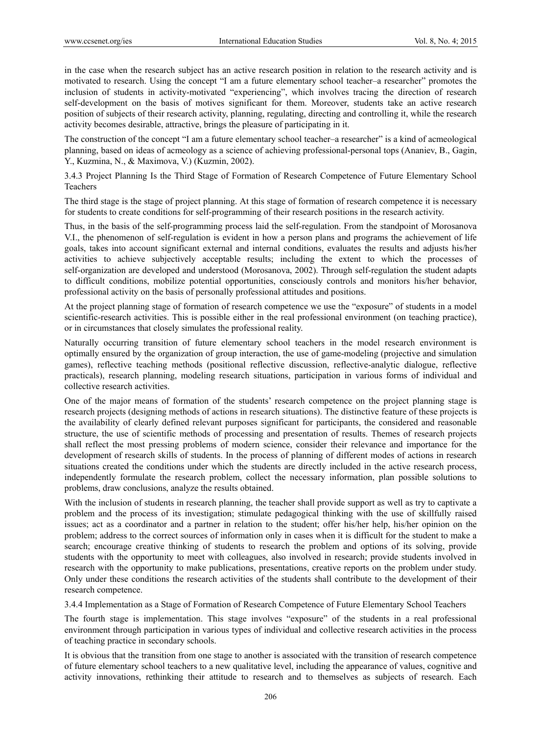in the case when the research subject has an active research position in relation to the research activity and is motivated to research. Using the concept "I am a future elementary school teacher–a researcher" promotes the inclusion of students in activity-motivated "experiencing", which involves tracing the direction of research self-development on the basis of motives significant for them. Moreover, students take an active research position of subjects of their research activity, planning, regulating, directing and controlling it, while the research activity becomes desirable, attractive, brings the pleasure of participating in it.

The construction of the concept "I am a future elementary school teacher–a researcher" is a kind of acmeological planning, based on ideas of acmeology as a science of achieving professional-personal tops (Ananiev, B., Gagin, Y., Kuzmina, N., & Maximova, V.) (Kuzmin, 2002).

#### 3.4.3 Project Planning Is the Third Stage of Formation of Research Competence of Future Elementary School Teachers

The third stage is the stage of project planning. At this stage of formation of research competence it is necessary for students to create conditions for self-programming of their research positions in the research activity.

Thus, in the basis of the self-programming process laid the self-regulation. From the standpoint of Morosanova V.I., the phenomenon of self-regulation is evident in how a person plans and programs the achievement of life goals, takes into account significant external and internal conditions, evaluates the results and adjusts his/her activities to achieve subjectively acceptable results; including the extent to which the processes of self-organization are developed and understood (Morosanova, 2002). Through self-regulation the student adapts to difficult conditions, mobilize potential opportunities, consciously controls and monitors his/her behavior, professional activity on the basis of personally professional attitudes and positions.

At the project planning stage of formation of research competence we use the "exposure" of students in a model scientific-research activities. This is possible either in the real professional environment (on teaching practice), or in circumstances that closely simulates the professional reality.

Naturally occurring transition of future elementary school teachers in the model research environment is optimally ensured by the organization of group interaction, the use of game-modeling (projective and simulation games), reflective teaching methods (positional reflective discussion, reflective-analytic dialogue, reflective practicals), research planning, modeling research situations, participation in various forms of individual and collective research activities.

One of the major means of formation of the students' research competence on the project planning stage is research projects (designing methods of actions in research situations). The distinctive feature of these projects is the availability of clearly defined relevant purposes significant for participants, the considered and reasonable structure, the use of scientific methods of processing and presentation of results. Themes of research projects shall reflect the most pressing problems of modern science, consider their relevance and importance for the development of research skills of students. In the process of planning of different modes of actions in research situations created the conditions under which the students are directly included in the active research process, independently formulate the research problem, collect the necessary information, plan possible solutions to problems, draw conclusions, analyze the results obtained.

With the inclusion of students in research planning, the teacher shall provide support as well as try to captivate a problem and the process of its investigation; stimulate pedagogical thinking with the use of skillfully raised issues; act as a coordinator and a partner in relation to the student; offer his/her help, his/her opinion on the problem; address to the correct sources of information only in cases when it is difficult for the student to make a search; encourage creative thinking of students to research the problem and options of its solving, provide students with the opportunity to meet with colleagues, also involved in research; provide students involved in research with the opportunity to make publications, presentations, creative reports on the problem under study. Only under these conditions the research activities of the students shall contribute to the development of their research competence.

#### 3.4.4 Implementation as a Stage of Formation of Research Competence of Future Elementary School Teachers

The fourth stage is implementation. This stage involves "exposure" of the students in a real professional environment through participation in various types of individual and collective research activities in the process of teaching practice in secondary schools.

It is obvious that the transition from one stage to another is associated with the transition of research competence of future elementary school teachers to a new qualitative level, including the appearance of values, cognitive and activity innovations, rethinking their attitude to research and to themselves as subjects of research. Each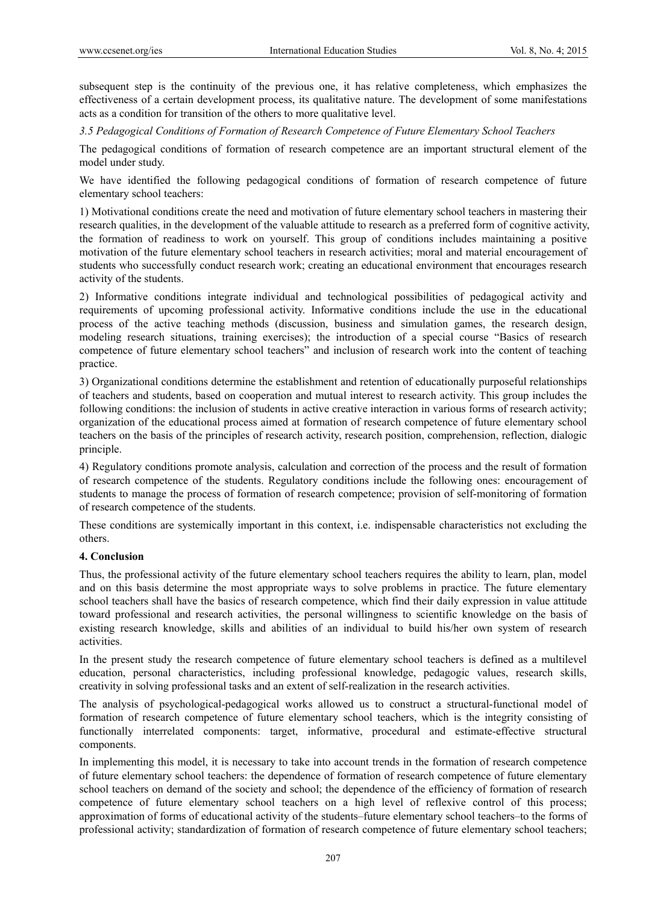subsequent step is the continuity of the previous one, it has relative completeness, which emphasizes the effectiveness of a certain development process, its qualitative nature. The development of some manifestations acts as a condition for transition of the others to more qualitative level.

### *3.5 Pedagogical Conditions of Formation of Research Competence of Future Elementary School Teachers*

The pedagogical conditions of formation of research competence are an important structural element of the model under study.

We have identified the following pedagogical conditions of formation of research competence of future elementary school teachers:

1) Motivational conditions create the need and motivation of future elementary school teachers in mastering their research qualities, in the development of the valuable attitude to research as a preferred form of cognitive activity, the formation of readiness to work on yourself. This group of conditions includes maintaining a positive motivation of the future elementary school teachers in research activities; moral and material encouragement of students who successfully conduct research work; creating an educational environment that encourages research activity of the students.

2) Informative conditions integrate individual and technological possibilities of pedagogical activity and requirements of upcoming professional activity. Informative conditions include the use in the educational process of the active teaching methods (discussion, business and simulation games, the research design, modeling research situations, training exercises); the introduction of a special course "Basics of research competence of future elementary school teachers" and inclusion of research work into the content of teaching practice.

3) Organizational conditions determine the establishment and retention of educationally purposeful relationships of teachers and students, based on cooperation and mutual interest to research activity. This group includes the following conditions: the inclusion of students in active creative interaction in various forms of research activity; organization of the educational process aimed at formation of research competence of future elementary school teachers on the basis of the principles of research activity, research position, comprehension, reflection, dialogic principle.

4) Regulatory conditions promote analysis, calculation and correction of the process and the result of formation of research competence of the students. Regulatory conditions include the following ones: encouragement of students to manage the process of formation of research competence; provision of self-monitoring of formation of research competence of the students.

These conditions are systemically important in this context, i.e. indispensable characteristics not excluding the others.

## 4. Conclusion

Thus, the professional activity of the future elementary school teachers requires the ability to learn, plan, model and on this basis determine the most appropriate ways to solve problems in practice. The future elementary school teachers shall have the basics of research competence, which find their daily expression in value attitude toward professional and research activities, the personal willingness to scientific knowledge on the basis of existing research knowledge, skills and abilities of an individual to build his/her own system of research activities.

In the present study the research competence of future elementary school teachers is defined as a multilevel education, personal characteristics, including professional knowledge, pedagogic values, research skills, creativity in solving professional tasks and an extent of self-realization in the research activities.

The analysis of psychological-pedagogical works allowed us to construct a structural-functional model of formation of research competence of future elementary school teachers, which is the integrity consisting of functionally interrelated components: target, informative, procedural and estimate-effective structural components.

In implementing this model, it is necessary to take into account trends in the formation of research competence of future elementary school teachers: the dependence of formation of research competence of future elementary school teachers on demand of the society and school; the dependence of the efficiency of formation of research competence of future elementary school teachers on a high level of reflexive control of this process; approximation of forms of educational activity of the students–future elementary school teachers–to the forms of professional activity; standardization of formation of research competence of future elementary school teachers;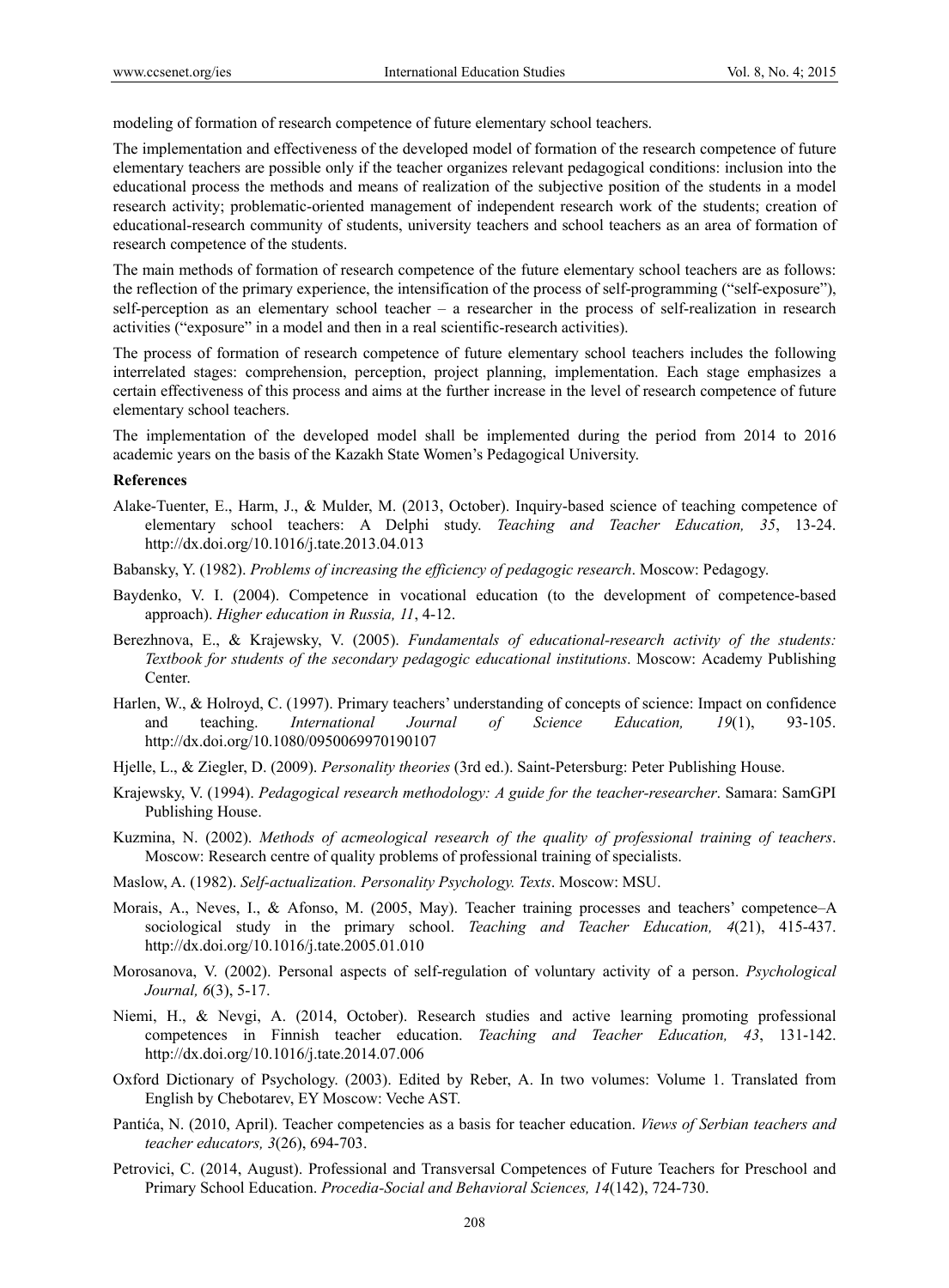modeling of formation of research competence of future elementary school teachers.

The implementation and effectiveness of the developed model of formation of the research competence of future elementary teachers are possible only if the teacher organizes relevant pedagogical conditions: inclusion into the educational process the methods and means of realization of the subjective position of the students in a model research activity; problematic-oriented management of independent research work of the students; creation of educational-research community of students, university teachers and school teachers as an area of formation of research competence of the students.

The main methods of formation of research competence of the future elementary school teachers are as follows: the reflection of the primary experience, the intensification of the process of self-programming ("self-exposure"), self-perception as an elementary school teacher – a researcher in the process of self-realization in research activities ("exposure" in a model and then in a real scientific-research activities).

The process of formation of research competence of future elementary school teachers includes the following interrelated stages: comprehension, perception, project planning, implementation. Each stage emphasizes a certain effectiveness of this process and aims at the further increase in the level of research competence of future elementary school teachers.

The implementation of the developed model shall be implemented during the period from 2014 to 2016 academic years on the basis of the Kazakh State Women's Pedagogical University.

**References**

Alake-Tuenter, E., Harm, J., & Mulder, M. (2013, October). Inquiry-based science of teaching competence of elementary school teachers: A Delphi study. *Teaching and Teacher Education, 35*, 13-24. http://dx.doi.org/10.1016/j.tate.2013.04.013

Babansky, Y. (1982). *Problems of increasing the efficiency of pedagogic research*. Moscow: Pedagogy.

Baydenko, V. I. (2004). Competence in vocational education (to the development of competence-based approach). *Higher education in Russia, 11*, 4-12.

Berezhnova, E., & Krajewsky, V. (2005). *Fundamentals of educational-research activity of the students: Textbook for students of the secondary pedagogic educational institutions*. Moscow: Academy Publishing Center.

Harlen, W., & Holroyd, C. (1997). Primary teachers' understanding of concepts of science: Impact on confidence and teaching. *International Journal of Science Education, 19*(1), 93-105. http://dx.doi.org/10.1080/0950069970190107

Hjelle, L., & Ziegler, D. (2009). *Personality theories* (3rd ed.). Saint-Petersburg: Peter Publishing House.

Krajewsky, V. (1994). *Pedagogical research methodology: A guide for the teacher-researcher*. Samara: SamGPI Publishing House.

Kuzmina, N. (2002). *Methods of acmeological research of the quality of professional training of teachers*. Moscow: Research centre of quality problems of professional training of specialists.

Maslow, A. (1982). *Self-actualization. Personality Psychology. Texts*. Moscow: MSU.

Morais, A., Neves, I., & Afonso, M. (2005, May). Teacher training processes and teachers' competence–A sociological study in the primary school. *Teaching and Teacher Education, 4*(21), 415-437. http://dx.doi.org/10.1016/j.tate.2005.01.010

Morosanova, V. (2002). Personal aspects of self-regulation of voluntary activity of a person. *Psychological Journal, 6*(3), 5-17.

Niemi, H., & Nevgi, A. (2014, October). Research studies and active learning promoting professional competences in Finnish teacher education. *Teaching and Teacher Education, 43*, 131-142. http://dx.doi.org/10.1016/j.tate.2014.07.006

Oxford Dictionary of Psychology. (2003). Edited by Reber, A. In two volumes: Volume 1. Translated from English by Chebotarev, EY Moscow: Veche AST.

Pantića, N. (2010, April). Teacher competencies as a basis for teacher education. *Views of Serbian teachers and teacher educators, 3*(26), 694-703.

Petrovici, C. (2014, August). Professional and Transversal Competences of Future Teachers for Preschool and Primary School Education. *Procedia-Social and Behavioral Sciences, 14*(142), 724-730.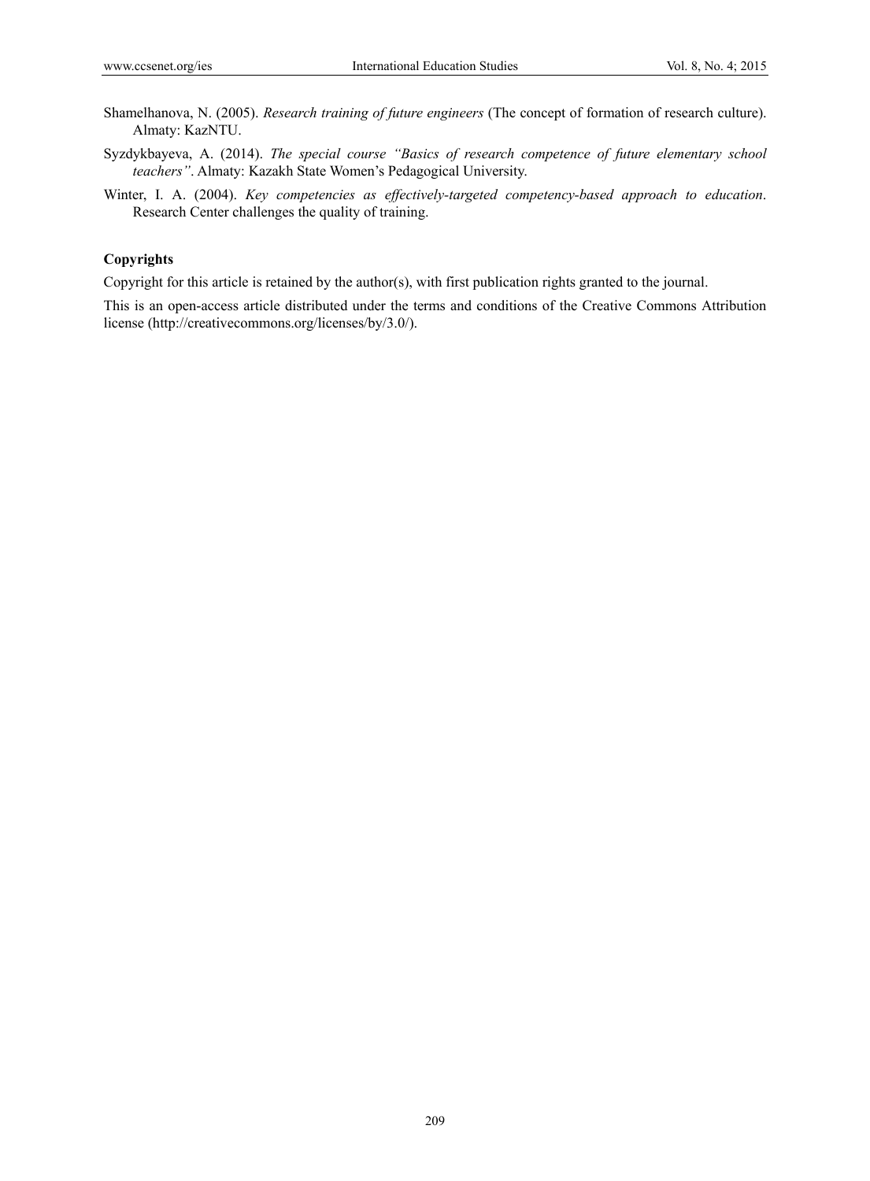Shamelhanova, N. (2005). *Research training of future engineers* (The concept of formation of research culture). Almaty: KazNTU.

Syzdykbayeva, A. (2014). *The special course "Basics of research competence of future elementary school teachers"*. Almaty: Kazakh State Women's Pedagogical University.

Winter, I. A. (2004). *Key competencies as effectively-targeted competency-based approach to education*. Research Center challenges the quality of training.

**Copyrights**

Copyright for this article is retained by the author(s), with first publication rights granted to the journal.

This is an open-access article distributed under the terms and conditions of the Creative Commons Attribution license (http://creativecommons.org/licenses/by/3.0/).